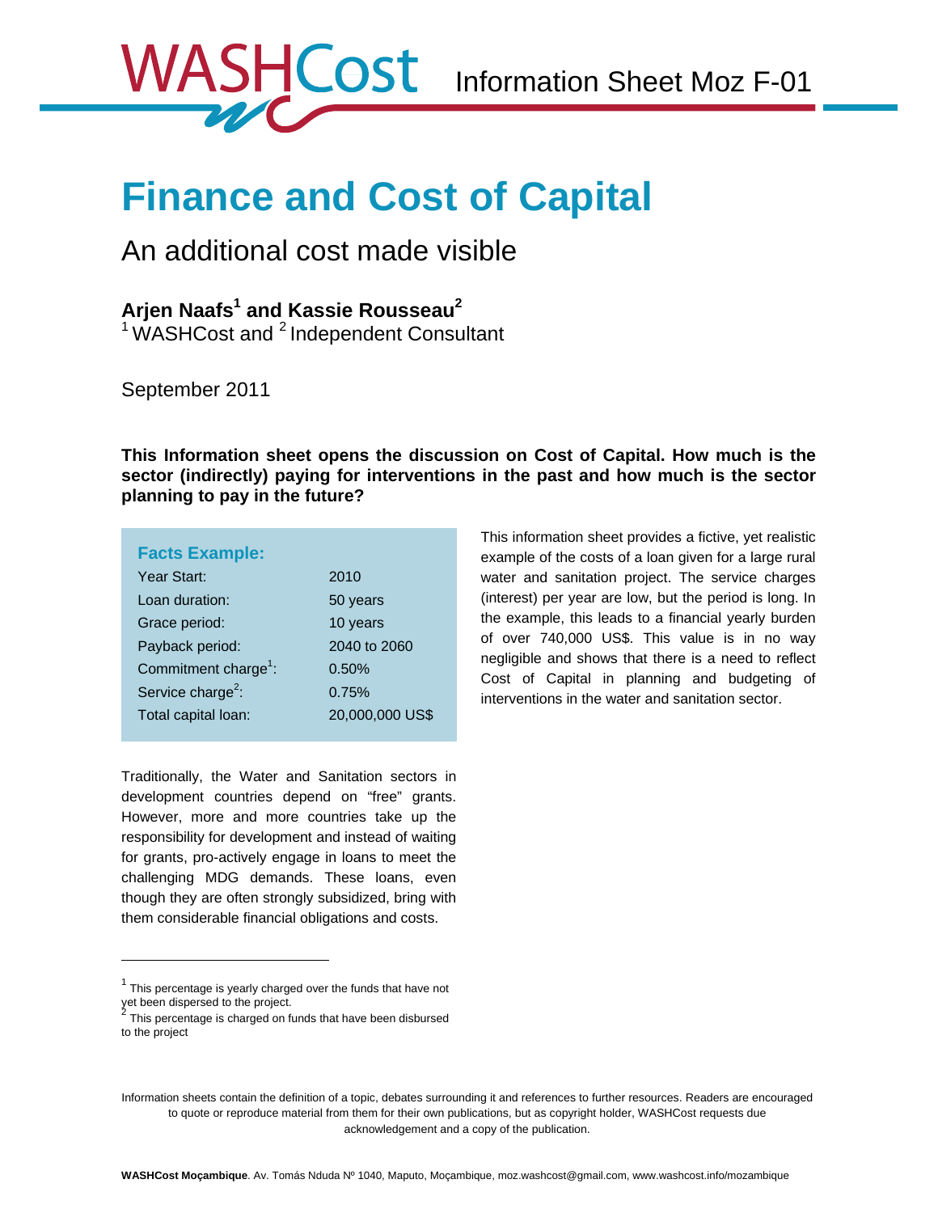WASHCost Information Sheet Moz F-01

# Finance and Cost of Capital

## An additional cost made visible

**Arjen Naafs[1] and Kassie Rousseau[2]**
[1] WASHCost and [2] Independent Consultant

September 2011

**This Information sheet opens the discussion on Cost of Capital. How much is the sector (indirectly) paying for interventions in the past and how much is the sector planning to pay in the future?**

### Facts Example:

| | |
|---|---|
| Year Start: | 2010 |
| Loan duration: | 50 years |
| Grace period: | 10 years |
| Payback period: | 2040 to 2060 |
| Commitment charge[1]: | 0.50% |
| Service charge[2]: | 0.75% |
| Total capital loan: | 20,000,000 US$ |

Traditionally, the Water and Sanitation sectors in development countries depend on "free" grants. However, more and more countries take up the responsibility for development and instead of waiting for grants, pro-actively engage in loans to meet the challenging MDG demands. These loans, even though they are often strongly subsidized, bring with them considerable financial obligations and costs.

This information sheet provides a fictive, yet realistic example of the costs of a loan given for a large rural water and sanitation project. The service charges (interest) per year are low, but the period is long. In the example, this leads to a financial yearly burden of over 740,000 US$. This value is in no way negligible and shows that there is a need to reflect Cost of Capital in planning and budgeting of interventions in the water and sanitation sector.

---

[1] This percentage is yearly charged over the funds that have not yet been dispersed to the project.

[2] This percentage is charged on funds that have been disbursed to the project

Information sheets contain the definition of a topic, debates surrounding it and references to further resources. Readers are encouraged to quote or reproduce material from them for their own publications, but as copyright holder, WASHCost requests due acknowledgement and a copy of the publication.

**WASHCost Moçambique**. Av. Tomás Nduda Nº 1040, Maputo, Moçambique, moz.washcost@gmail.com, www.washcost.info/mozambique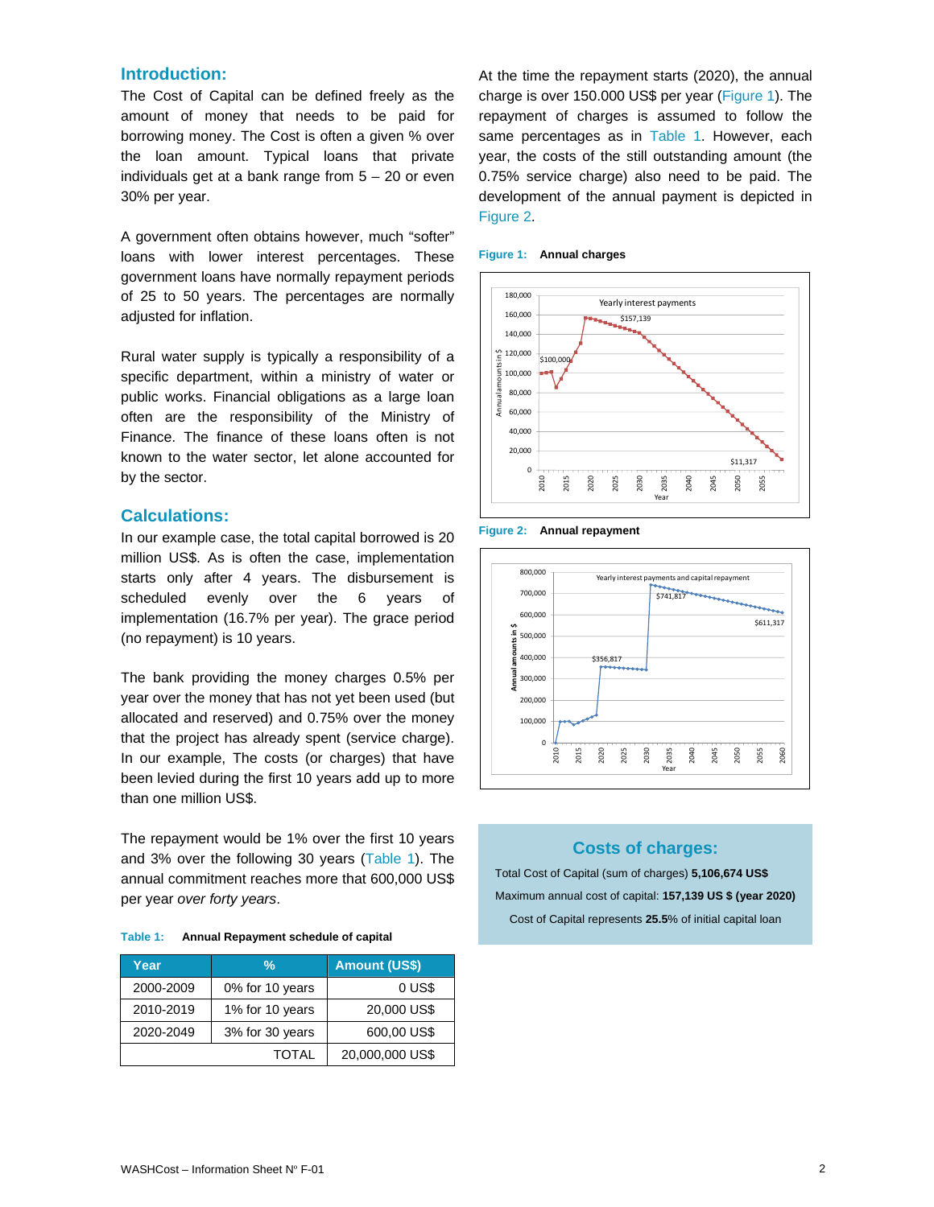## Introduction:

The Cost of Capital can be defined freely as the amount of money that needs to be paid for borrowing money. The Cost is often a given % over the loan amount. Typical loans that private individuals get at a bank range from 5 – 20 or even 30% per year.

A government often obtains however, much "softer" loans with lower interest percentages. These government loans have normally repayment periods of 25 to 50 years. The percentages are normally adjusted for inflation.

Rural water supply is typically a responsibility of a specific department, within a ministry of water or public works. Financial obligations as a large loan often are the responsibility of the Ministry of Finance. The finance of these loans often is not known to the water sector, let alone accounted for by the sector.

## Calculations:

In our example case, the total capital borrowed is 20 million US$. As is often the case, implementation starts only after 4 years. The disbursement is scheduled evenly over the 6 years of implementation (16.7% per year). The grace period (no repayment) is 10 years.

The bank providing the money charges 0.5% per year over the money that has not yet been used (but allocated and reserved) and 0.75% over the money that the project has already spent (service charge). In our example, The costs (or charges) that have been levied during the first 10 years add up to more than one million US$.

The repayment would be 1% over the first 10 years and 3% over the following 30 years (Table 1). The annual commitment reaches more that 600,000 US$ per year *over forty years*.

**Table 1: Annual Repayment schedule of capital**

| Year | % | Amount (US$) |
|---|---|---|
| 2000-2009 | 0% for 10 years | 0 US$ |
| 2010-2019 | 1% for 10 years | 20,000 US$ |
| 2020-2049 | 3% for 30 years | 600,00 US$ |
| | TOTAL | 20,000,000 US$ |

At the time the repayment starts (2020), the annual charge is over 150.000 US$ per year (Figure 1). The repayment of charges is assumed to follow the same percentages as in Table 1. However, each year, the costs of the still outstanding amount (the 0.75% service charge) also need to be paid. The development of the annual payment is depicted in Figure 2.

**Figure 1: Annual charges**

**Figure 2: Annual repayment**

### Costs of charges:

Total Cost of Capital (sum of charges) **5,106,674 US$**

Maximum annual cost of capital: **157,139 US $ (year 2020)**

Cost of Capital represents **25.5**% of initial capital loan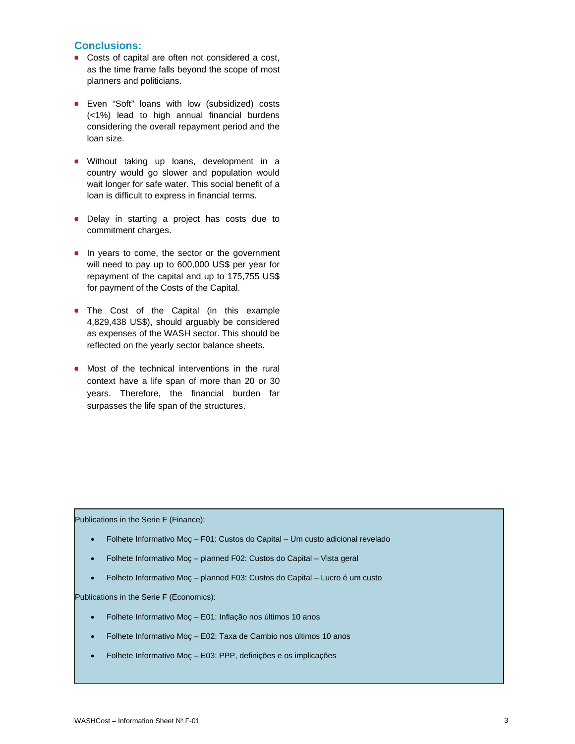## Conclusions:

- Costs of capital are often not considered a cost, as the time frame falls beyond the scope of most planners and politicians.
- Even "Soft" loans with low (subsidized) costs (<1%) lead to high annual financial burdens considering the overall repayment period and the loan size.
- Without taking up loans, development in a country would go slower and population would wait longer for safe water. This social benefit of a loan is difficult to express in financial terms.
- Delay in starting a project has costs due to commitment charges.
- In years to come, the sector or the government will need to pay up to 600,000 US$ per year for repayment of the capital and up to 175,755 US$ for payment of the Costs of the Capital.
- The Cost of the Capital (in this example 4,829,438 US$), should arguably be considered as expenses of the WASH sector. This should be reflected on the yearly sector balance sheets.
- Most of the technical interventions in the rural context have a life span of more than 20 or 30 years. Therefore, the financial burden far surpasses the life span of the structures.

Publications in the Serie F (Finance):

- Folhete Informativo Moç – F01: Custos do Capital – Um custo adicional revelado
- Folhete Informativo Moç – planned F02: Custos do Capital – Vista geral
- Folheto Informativo Moç – planned F03: Custos do Capital – Lucro é um custo

Publications in the Serie F (Economics):

- Folhete Informativo Moç – E01: Inflação nos últimos 10 anos
- Folhete Informativo Moç – E02: Taxa de Cambio nos últimos 10 anos
- Folhete Informativo Moç – E03: PPP, definições e os implicações